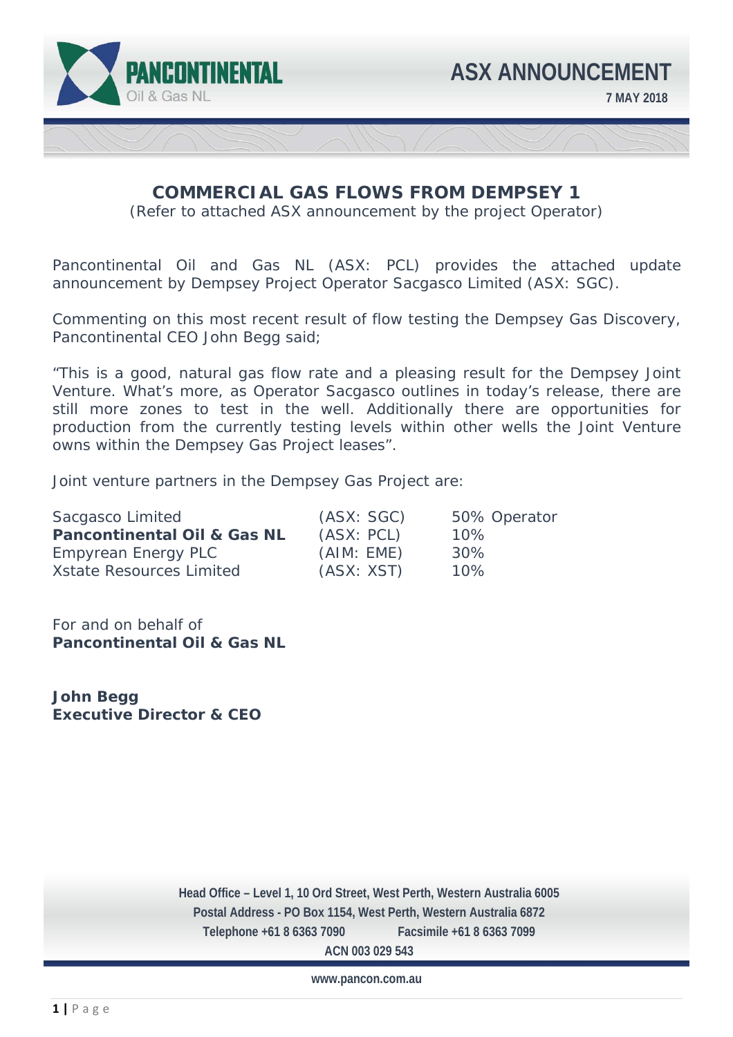PANCONTINENTAL Oil & Gas NL

# ASX ANNOUNCEMENT

**7 MAY 2018**

## COMMERCIAL GAS FLOWS FROM DEMPSEY 1

(Refer to attached ASX announcement by the project Operator)

Pancontinental Oil and Gas NL (ASX: PCL) provides the attached update announcement by Dempsey Project Operator Sacgasco Limited (ASX: SGC).

Commenting on this most recent result of flow testing the Dempsey Gas Discovery, Pancontinental CEO John Begg said;

"This is a good, natural gas flow rate and a pleasing result for the Dempsey Joint Venture. What's more, as Operator Sacgasco outlines in today's release, there are still more zones to test in the well. Additionally there are opportunities for production from the currently testing levels within other wells the Joint Venture owns within the Dempsey Gas Project leases".

Joint venture partners in the Dempsey Gas Project are:

| | | |
|---|---|---|
| Sacgasco Limited | (ASX: SGC) | 50% Operator |
| **Pancontinental Oil & Gas NL** | (ASX: PCL) | 10% |
| Empyrean Energy PLC | (AIM: EME) | 30% |
| Xstate Resources Limited | (ASX: XST) | 10% |

For and on behalf of
**Pancontinental Oil & Gas NL**

**John Begg**
**Executive Director & CEO**

Head Office – Level 1, 10 Ord Street, West Perth, Western Australia 6005
Postal Address - PO Box 1154, West Perth, Western Australia 6872
Telephone +61 8 6363 7090 Facsimile +61 8 6363 7099
ACN 003 029 543

www.pancon.com.au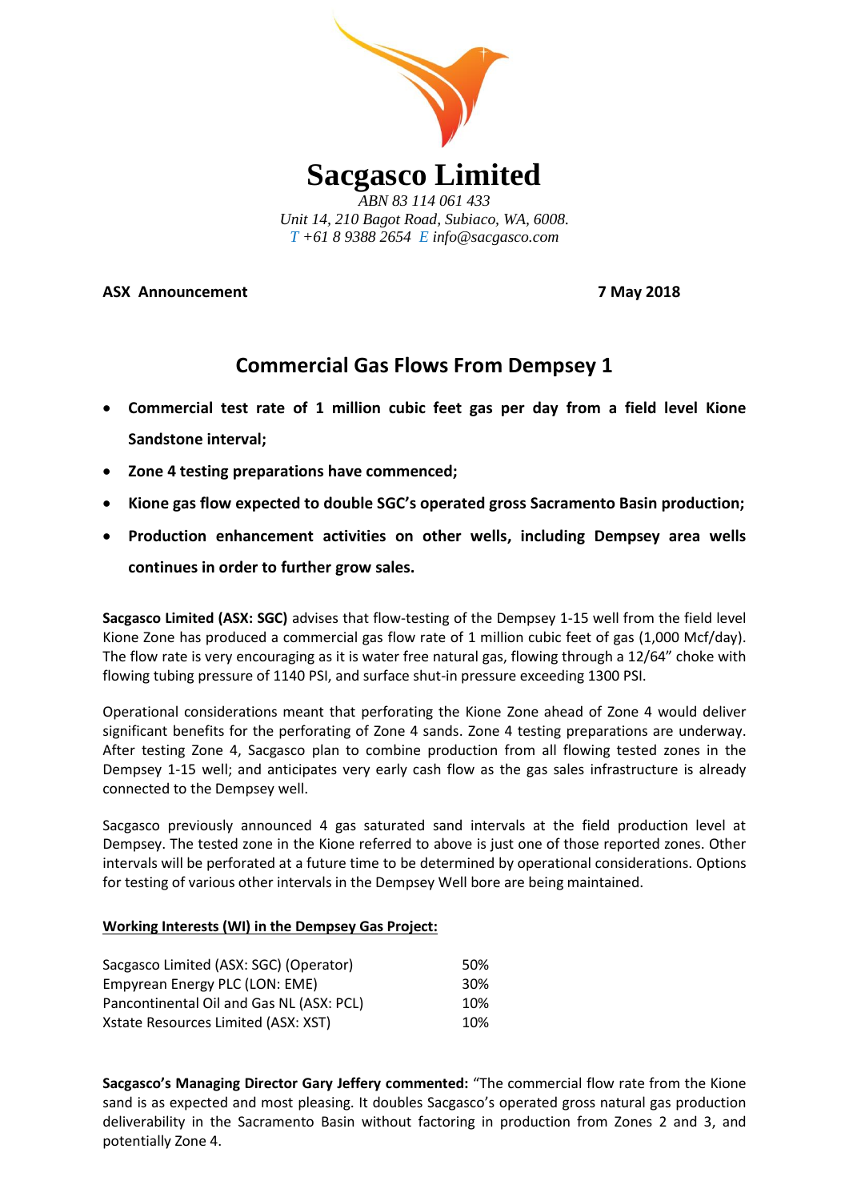# Sacgasco Limited

*ABN 83 114 061 433*
*Unit 14, 210 Bagot Road, Subiaco, WA, 6008.*
*T +61 8 9388 2654 E info@sacgasco.com*

**ASX Announcement** **7 May 2018**

## Commercial Gas Flows From Dempsey 1

- **Commercial test rate of 1 million cubic feet gas per day from a field level Kione Sandstone interval;**
- **Zone 4 testing preparations have commenced;**
- **Kione gas flow expected to double SGC's operated gross Sacramento Basin production;**
- **Production enhancement activities on other wells, including Dempsey area wells continues in order to further grow sales.**

**Sacgasco Limited (ASX: SGC)** advises that flow-testing of the Dempsey 1-15 well from the field level Kione Zone has produced a commercial gas flow rate of 1 million cubic feet of gas (1,000 Mcf/day). The flow rate is very encouraging as it is water free natural gas, flowing through a 12/64" choke with flowing tubing pressure of 1140 PSI, and surface shut-in pressure exceeding 1300 PSI.

Operational considerations meant that perforating the Kione Zone ahead of Zone 4 would deliver significant benefits for the perforating of Zone 4 sands. Zone 4 testing preparations are underway. After testing Zone 4, Sacgasco plan to combine production from all flowing tested zones in the Dempsey 1-15 well; and anticipates very early cash flow as the gas sales infrastructure is already connected to the Dempsey well.

Sacgasco previously announced 4 gas saturated sand intervals at the field production level at Dempsey. The tested zone in the Kione referred to above is just one of those reported zones. Other intervals will be perforated at a future time to be determined by operational considerations. Options for testing of various other intervals in the Dempsey Well bore are being maintained.

**Working Interests (WI) in the Dempsey Gas Project:**

| | |
|---|---|
| Sacgasco Limited (ASX: SGC) (Operator) | 50% |
| Empyrean Energy PLC (LON: EME) | 30% |
| Pancontinental Oil and Gas NL (ASX: PCL) | 10% |
| Xstate Resources Limited (ASX: XST) | 10% |

**Sacgasco's Managing Director Gary Jeffery commented:** "The commercial flow rate from the Kione sand is as expected and most pleasing. It doubles Sacgasco's operated gross natural gas production deliverability in the Sacramento Basin without factoring in production from Zones 2 and 3, and potentially Zone 4.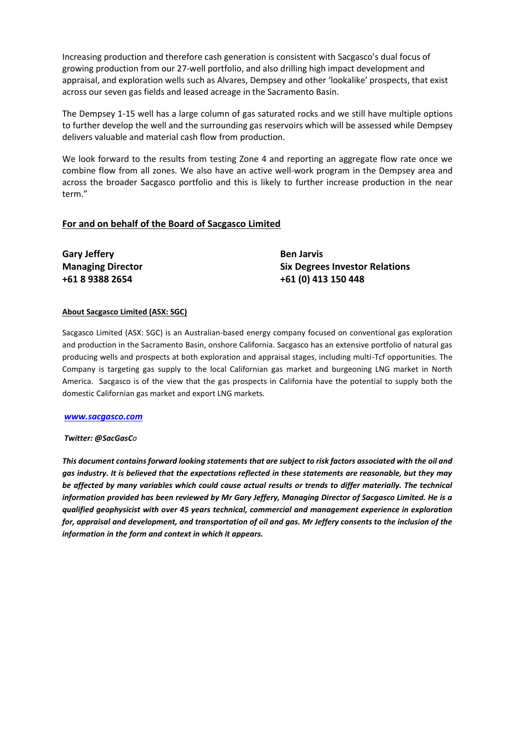Increasing production and therefore cash generation is consistent with Sacgasco's dual focus of growing production from our 27-well portfolio, and also drilling high impact development and appraisal, and exploration wells such as Alvares, Dempsey and other 'lookalike' prospects, that exist across our seven gas fields and leased acreage in the Sacramento Basin.

The Dempsey 1-15 well has a large column of gas saturated rocks and we still have multiple options to further develop the well and the surrounding gas reservoirs which will be assessed while Dempsey delivers valuable and material cash flow from production.

We look forward to the results from testing Zone 4 and reporting an aggregate flow rate once we combine flow from all zones. We also have an active well-work program in the Dempsey area and across the broader Sacgasco portfolio and this is likely to further increase production in the near term."

**For and on behalf of the Board of Sacgasco Limited**

**Gary Jeffery**
**Managing Director**
**+61 8 9388 2654**

**Ben Jarvis**
**Six Degrees Investor Relations**
**+61 (0) 413 150 448**

**About Sacgasco Limited (ASX: SGC)**

Sacgasco Limited (ASX: SGC) is an Australian-based energy company focused on conventional gas exploration and production in the Sacramento Basin, onshore California. Sacgasco has an extensive portfolio of natural gas producing wells and prospects at both exploration and appraisal stages, including multi-Tcf opportunities. The Company is targeting gas supply to the local Californian gas market and burgeoning LNG market in North America. Sacgasco is of the view that the gas prospects in California have the potential to supply both the domestic Californian gas market and export LNG markets.

*www.sacgasco.com*

*Twitter: @SacGasCo*

***This document contains forward looking statements that are subject to risk factors associated with the oil and gas industry. It is believed that the expectations reflected in these statements are reasonable, but they may be affected by many variables which could cause actual results or trends to differ materially. The technical information provided has been reviewed by Mr Gary Jeffery, Managing Director of Sacgasco Limited. He is a qualified geophysicist with over 45 years technical, commercial and management experience in exploration for, appraisal and development, and transportation of oil and gas. Mr Jeffery consents to the inclusion of the information in the form and context in which it appears.***